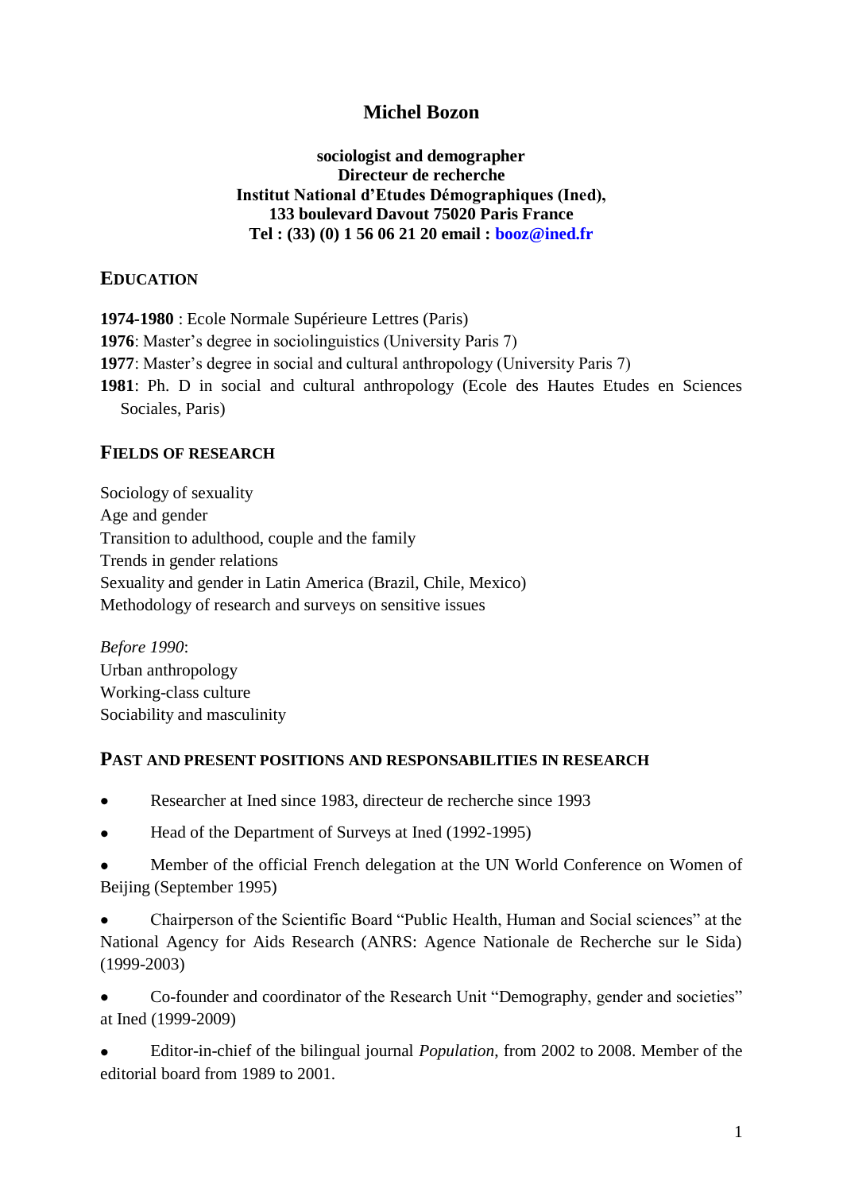# Michel Bozon

**sociologist and demographer**
**Directeur de recherche**
**Institut National d'Etudes Démographiques (Ined),**
**133 boulevard Davout 75020 Paris France**
**Tel : (33) (0) 1 56 06 21 20 email : booz@ined.fr**

## Education

**1974-1980** : Ecole Normale Supérieure Lettres (Paris)
**1976**: Master's degree in sociolinguistics (University Paris 7)
**1977**: Master's degree in social and cultural anthropology (University Paris 7)
**1981**: Ph. D in social and cultural anthropology (Ecole des Hautes Etudes en Sciences Sociales, Paris)

## Fields of research

Sociology of sexuality
Age and gender
Transition to adulthood, couple and the family
Trends in gender relations
Sexuality and gender in Latin America (Brazil, Chile, Mexico)
Methodology of research and surveys on sensitive issues

*Before 1990*:
Urban anthropology
Working-class culture
Sociability and masculinity

## Past and present positions and responsabilities in research

- Researcher at Ined since 1983, directeur de recherche since 1993
- Head of the Department of Surveys at Ined (1992-1995)
- Member of the official French delegation at the UN World Conference on Women of Beijing (September 1995)
- Chairperson of the Scientific Board "Public Health, Human and Social sciences" at the National Agency for Aids Research (ANRS: Agence Nationale de Recherche sur le Sida) (1999-2003)
- Co-founder and coordinator of the Research Unit "Demography, gender and societies" at Ined (1999-2009)
- Editor-in-chief of the bilingual journal *Population*, from 2002 to 2008. Member of the editorial board from 1989 to 2001.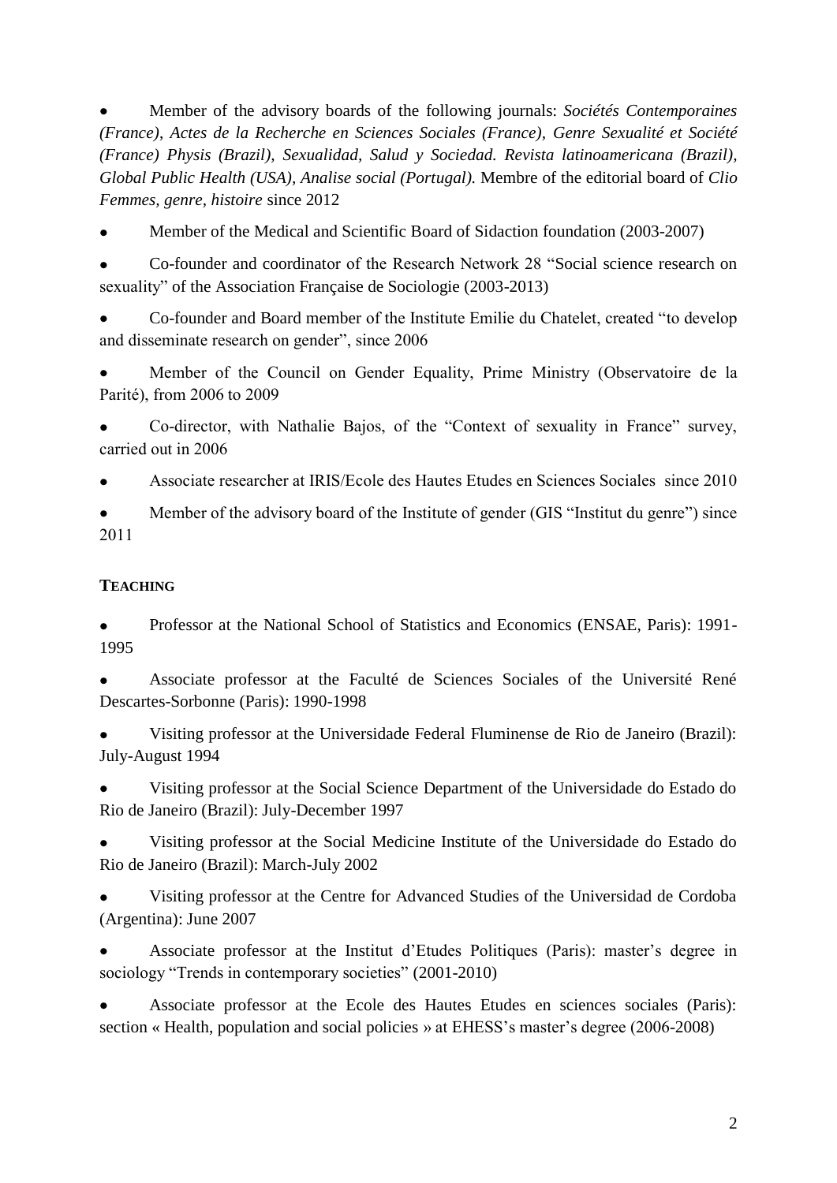- Member of the advisory boards of the following journals: *Sociétés Contemporaines (France), Actes de la Recherche en Sciences Sociales (France), Genre Sexualité et Société (France) Physis (Brazil), Sexualidad, Salud y Sociedad. Revista latinoamericana (Brazil), Global Public Health (USA), Analise social (Portugal).* Membre of the editorial board of *Clio Femmes, genre, histoire* since 2012
- Member of the Medical and Scientific Board of Sidaction foundation (2003-2007)
- Co-founder and coordinator of the Research Network 28 "Social science research on sexuality" of the Association Française de Sociologie (2003-2013)
- Co-founder and Board member of the Institute Emilie du Chatelet, created "to develop and disseminate research on gender", since 2006
- Member of the Council on Gender Equality, Prime Ministry (Observatoire de la Parité), from 2006 to 2009
- Co-director, with Nathalie Bajos, of the "Context of sexuality in France" survey, carried out in 2006
- Associate researcher at IRIS/Ecole des Hautes Etudes en Sciences Sociales since 2010
- Member of the advisory board of the Institute of gender (GIS "Institut du genre") since 2011

## TEACHING

- Professor at the National School of Statistics and Economics (ENSAE, Paris): 1991-1995
- Associate professor at the Faculté de Sciences Sociales of the Université René Descartes-Sorbonne (Paris): 1990-1998
- Visiting professor at the Universidade Federal Fluminense de Rio de Janeiro (Brazil): July-August 1994
- Visiting professor at the Social Science Department of the Universidade do Estado do Rio de Janeiro (Brazil): July-December 1997
- Visiting professor at the Social Medicine Institute of the Universidade do Estado do Rio de Janeiro (Brazil): March-July 2002
- Visiting professor at the Centre for Advanced Studies of the Universidad de Cordoba (Argentina): June 2007
- Associate professor at the Institut d'Etudes Politiques (Paris): master's degree in sociology "Trends in contemporary societies" (2001-2010)
- Associate professor at the Ecole des Hautes Etudes en sciences sociales (Paris): section « Health, population and social policies » at EHESS's master's degree (2006-2008)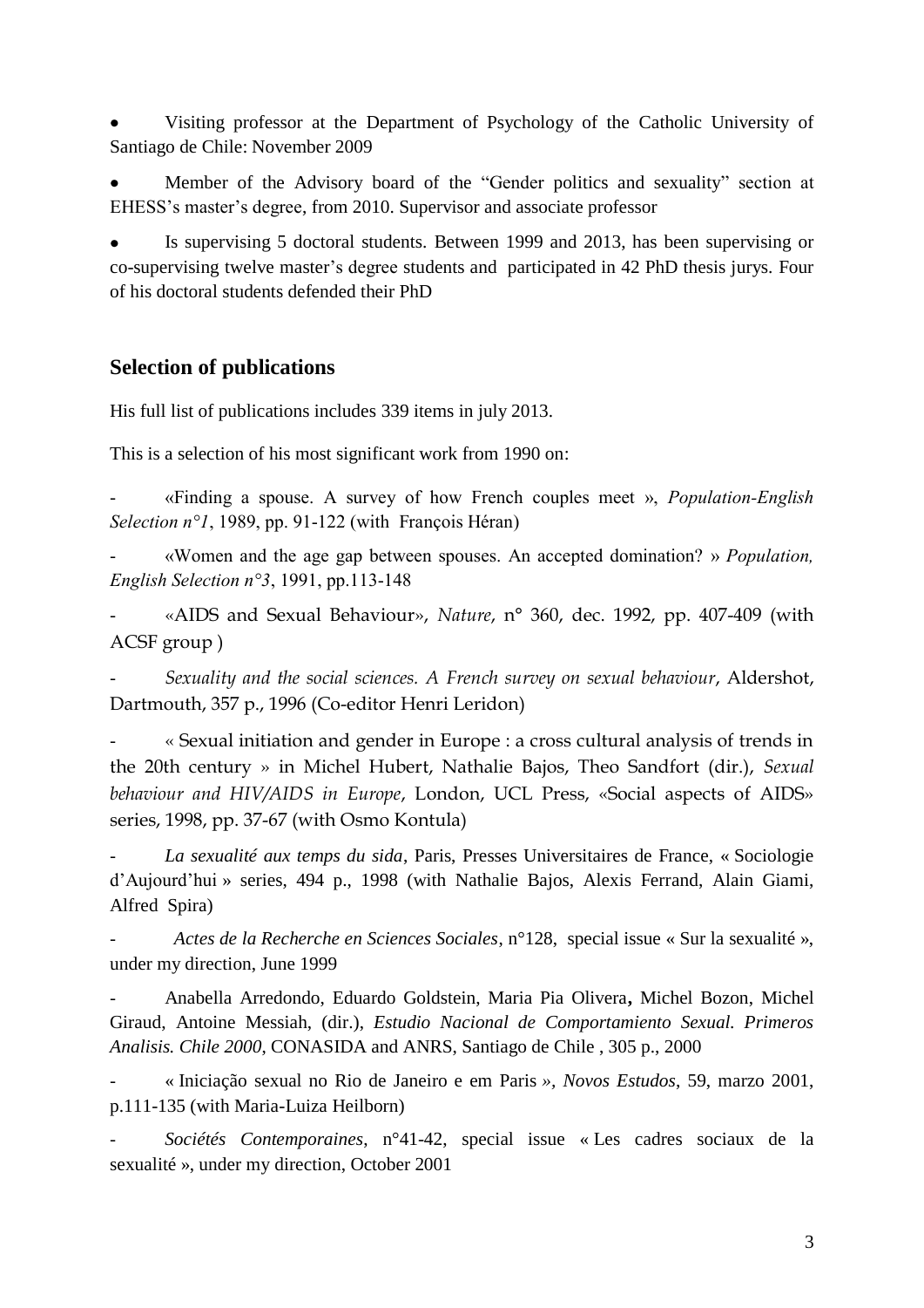- Visiting professor at the Department of Psychology of the Catholic University of Santiago de Chile: November 2009
- Member of the Advisory board of the "Gender politics and sexuality" section at EHESS's master's degree, from 2010. Supervisor and associate professor
- Is supervising 5 doctoral students. Between 1999 and 2013, has been supervising or co-supervising twelve master's degree students and participated in 42 PhD thesis jurys. Four of his doctoral students defended their PhD

## Selection of publications

His full list of publications includes 339 items in july 2013.

This is a selection of his most significant work from 1990 on:

- «Finding a spouse. A survey of how French couples meet », *Population-English Selection n°1*, 1989, pp. 91-122 (with François Héran)
- «Women and the age gap between spouses. An accepted domination? » *Population, English Selection n°3*, 1991, pp.113-148
- «AIDS and Sexual Behaviour», *Nature*, n° 360, dec. 1992, pp. 407-409 (with ACSF group )
- *Sexuality and the social sciences. A French survey on sexual behaviour*, Aldershot, Dartmouth, 357 p., 1996 (Co-editor Henri Leridon)
- « Sexual initiation and gender in Europe : a cross cultural analysis of trends in the 20th century » in Michel Hubert, Nathalie Bajos, Theo Sandfort (dir.), *Sexual behaviour and HIV/AIDS in Europe*, London, UCL Press, «Social aspects of AIDS» series, 1998, pp. 37-67 (with Osmo Kontula)
- *La sexualité aux temps du sida*, Paris, Presses Universitaires de France, « Sociologie d'Aujourd'hui » series, 494 p., 1998 (with Nathalie Bajos, Alexis Ferrand, Alain Giami, Alfred Spira)
- *Actes de la Recherche en Sciences Sociales*, n°128, special issue « Sur la sexualité », under my direction, June 1999
- Anabella Arredondo, Eduardo Goldstein, Maria Pia Olivera**,** Michel Bozon, Michel Giraud, Antoine Messiah, (dir.), *Estudio Nacional de Comportamiento Sexual. Primeros Analisis. Chile 2000*, CONASIDA and ANRS, Santiago de Chile , 305 p., 2000
- « Iniciação sexual no Rio de Janeiro e em Paris », *Novos Estudos*, 59, marzo 2001, p.111-135 (with Maria-Luiza Heilborn)
- *Sociétés Contemporaines*, n°41-42, special issue « Les cadres sociaux de la sexualité », under my direction, October 2001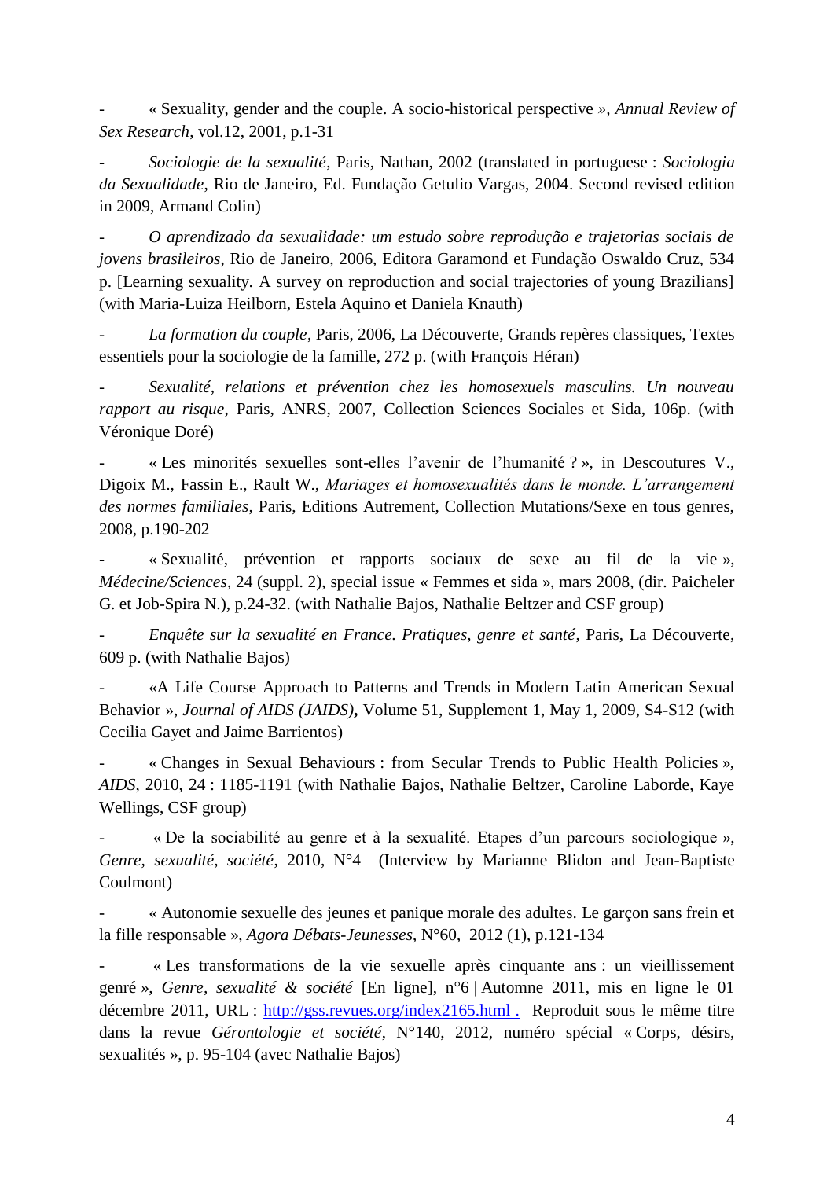- « Sexuality, gender and the couple. A socio-historical perspective », *Annual Review of Sex Research*, vol.12, 2001, p.1-31

- *Sociologie de la sexualité*, Paris, Nathan, 2002 (translated in portuguese : *Sociologia da Sexualidade*, Rio de Janeiro, Ed. Fundação Getulio Vargas, 2004. Second revised edition in 2009, Armand Colin)

- *O aprendizado da sexualidade: um estudo sobre reprodução e trajetorias sociais de jovens brasileiros*, Rio de Janeiro, 2006, Editora Garamond et Fundação Oswaldo Cruz, 534 p. [Learning sexuality. A survey on reproduction and social trajectories of young Brazilians] (with Maria-Luiza Heilborn, Estela Aquino et Daniela Knauth)

- *La formation du couple*, Paris, 2006, La Découverte, Grands repères classiques, Textes essentiels pour la sociologie de la famille, 272 p. (with François Héran)

- *Sexualité, relations et prévention chez les homosexuels masculins. Un nouveau rapport au risque*, Paris, ANRS, 2007, Collection Sciences Sociales et Sida, 106p. (with Véronique Doré)

- « Les minorités sexuelles sont-elles l'avenir de l'humanité ? », in Descoutures V., Digoix M., Fassin E., Rault W., *Mariages et homosexualités dans le monde. L'arrangement des normes familiales*, Paris, Editions Autrement, Collection Mutations/Sexe en tous genres, 2008, p.190-202

- « Sexualité, prévention et rapports sociaux de sexe au fil de la vie », *Médecine/Sciences*, 24 (suppl. 2), special issue « Femmes et sida », mars 2008, (dir. Paicheler G. et Job-Spira N.), p.24-32. (with Nathalie Bajos, Nathalie Beltzer and CSF group)

- *Enquête sur la sexualité en France. Pratiques, genre et santé*, Paris, La Découverte, 609 p. (with Nathalie Bajos)

- «A Life Course Approach to Patterns and Trends in Modern Latin American Sexual Behavior », *Journal of AIDS (JAIDS)*, Volume 51, Supplement 1, May 1, 2009, S4-S12 (with Cecilia Gayet and Jaime Barrientos)

- « Changes in Sexual Behaviours : from Secular Trends to Public Health Policies », *AIDS*, 2010, 24 : 1185-1191 (with Nathalie Bajos, Nathalie Beltzer, Caroline Laborde, Kaye Wellings, CSF group)

- « De la sociabilité au genre et à la sexualité. Etapes d'un parcours sociologique », *Genre, sexualité, société*, 2010, N°4 (Interview by Marianne Blidon and Jean-Baptiste Coulmont)

- « Autonomie sexuelle des jeunes et panique morale des adultes. Le garçon sans frein et la fille responsable », *Agora Débats-Jeunesses*, N°60, 2012 (1), p.121-134

- « Les transformations de la vie sexuelle après cinquante ans : un vieillissement genré », *Genre, sexualité & société* [En ligne], n°6 | Automne 2011, mis en ligne le 01 décembre 2011, URL : http://gss.revues.org/index2165.html . Reproduit sous le même titre dans la revue *Gérontologie et société*, N°140, 2012, numéro spécial « Corps, désirs, sexualités », p. 95-104 (avec Nathalie Bajos)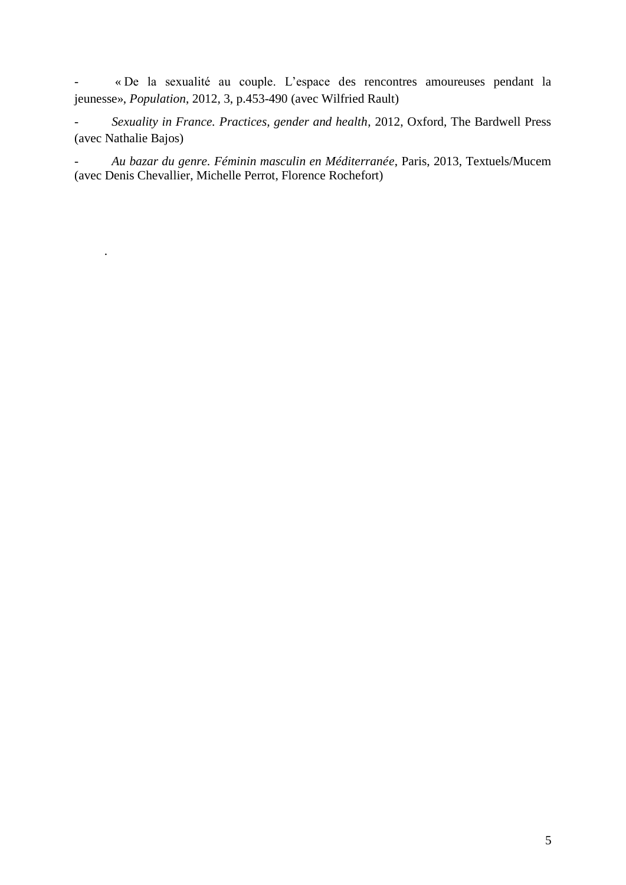- « De la sexualité au couple. L'espace des rencontres amoureuses pendant la jeunesse», *Population*, 2012, 3, p.453-490 (avec Wilfried Rault)

- *Sexuality in France. Practices, gender and health*, 2012, Oxford, The Bardwell Press (avec Nathalie Bajos)

- *Au bazar du genre. Féminin masculin en Méditerranée*, Paris, 2013, Textuels/Mucem (avec Denis Chevallier, Michelle Perrot, Florence Rochefort)

.